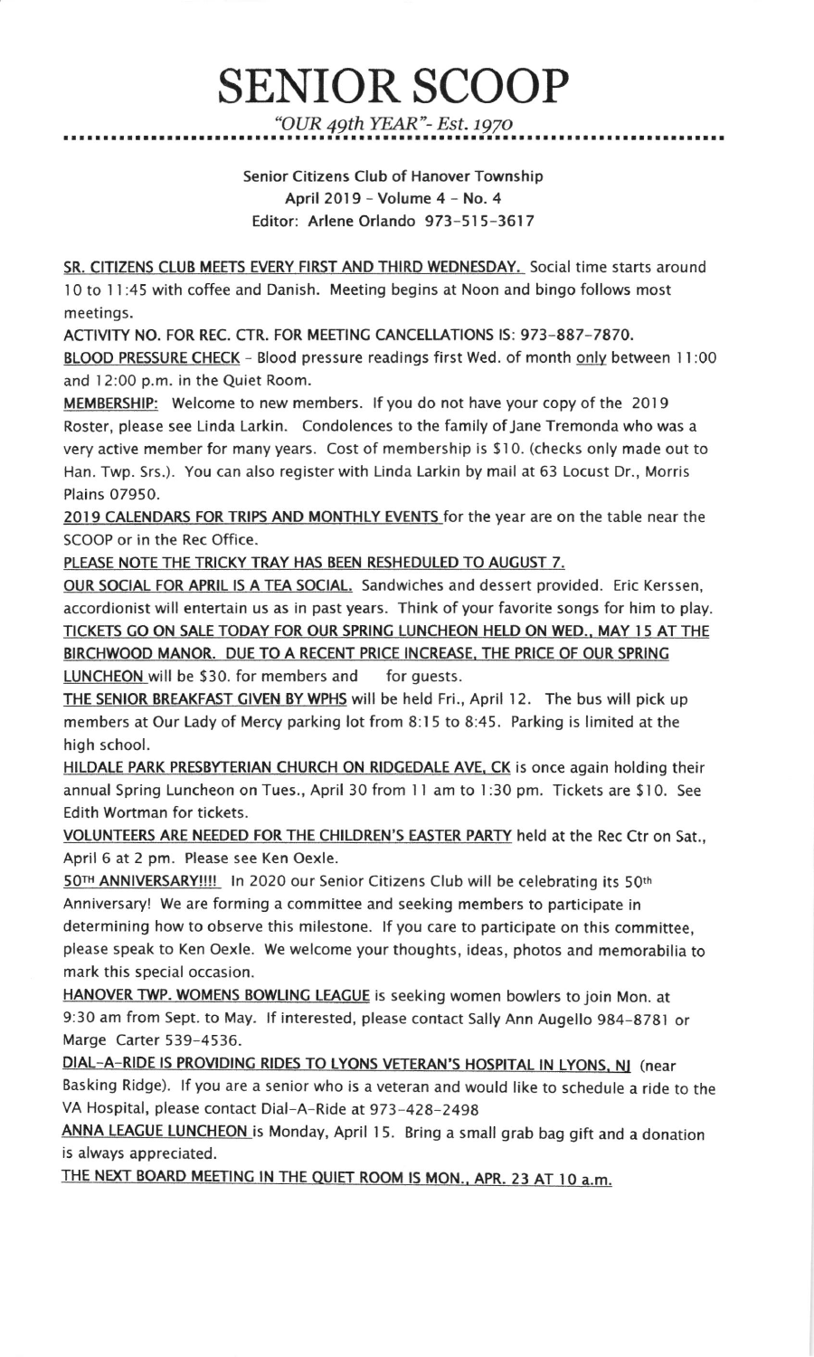# SENIOR SCOOP

*"OUR 49th YEAR"- Est. 1970*

Senior Citizens Club of Hanover Township
April 2019 - Volume 4 - No. 4
Editor: Arlene Orlando 973-515-3617

**SR. CITIZENS CLUB MEETS EVERY FIRST AND THIRD WEDNESDAY.** Social time starts around 10 to 11:45 with coffee and Danish. Meeting begins at Noon and bingo follows most meetings.

**ACTIVITY NO. FOR REC. CTR. FOR MEETING CANCELLATIONS IS: 973-887-7870.**

**BLOOD PRESSURE CHECK** - Blood pressure readings first Wed. of month only between 11:00 and 12:00 p.m. in the Quiet Room.

**MEMBERSHIP:** Welcome to new members. If you do not have your copy of the 2019 Roster, please see Linda Larkin. Condolences to the family of Jane Tremonda who was a very active member for many years. Cost of membership is $10. (checks only made out to Han. Twp. Srs.). You can also register with Linda Larkin by mail at 63 Locust Dr., Morris Plains 07950.

**2019 CALENDARS FOR TRIPS AND MONTHLY EVENTS** for the year are on the table near the SCOOP or in the Rec Office.

**PLEASE NOTE THE TRICKY TRAY HAS BEEN RESHEDULED TO AUGUST 7.**

**OUR SOCIAL FOR APRIL IS A TEA SOCIAL.** Sandwiches and dessert provided. Eric Kerssen, accordionist will entertain us as in past years. Think of your favorite songs for him to play.

**TICKETS GO ON SALE TODAY FOR OUR SPRING LUNCHEON HELD ON WED., MAY 15 AT THE BIRCHWOOD MANOR. DUE TO A RECENT PRICE INCREASE, THE PRICE OF OUR SPRING LUNCHEON** will be $30. for members and for guests.

**THE SENIOR BREAKFAST GIVEN BY WPHS** will be held Fri., April 12. The bus will pick up members at Our Lady of Mercy parking lot from 8:15 to 8:45. Parking is limited at the high school.

**HILDALE PARK PRESBYTERIAN CHURCH ON RIDGEDALE AVE, CK** is once again holding their annual Spring Luncheon on Tues., April 30 from 11 am to 1:30 pm. Tickets are $10. See Edith Wortman for tickets.

**VOLUNTEERS ARE NEEDED FOR THE CHILDREN'S EASTER PARTY** held at the Rec Ctr on Sat., April 6 at 2 pm. Please see Ken Oexle.

**50TH ANNIVERSARY!!!!** In 2020 our Senior Citizens Club will be celebrating its 50th Anniversary! We are forming a committee and seeking members to participate in determining how to observe this milestone. If you care to participate on this committee, please speak to Ken Oexle. We welcome your thoughts, ideas, photos and memorabilia to mark this special occasion.

**HANOVER TWP. WOMENS BOWLING LEAGUE** is seeking women bowlers to join Mon. at 9:30 am from Sept. to May. If interested, please contact Sally Ann Augello 984-8781 or Marge Carter 539-4536.

**DIAL-A-RIDE IS PROVIDING RIDES TO LYONS VETERAN'S HOSPITAL IN LYONS, NJ** (near Basking Ridge). If you are a senior who is a veteran and would like to schedule a ride to the VA Hospital, please contact Dial-A-Ride at 973-428-2498

**ANNA LEAGUE LUNCHEON** is Monday, April 15. Bring a small grab bag gift and a donation is always appreciated.

**THE NEXT BOARD MEETING IN THE QUIET ROOM IS MON., APR. 23 AT 10 a.m.**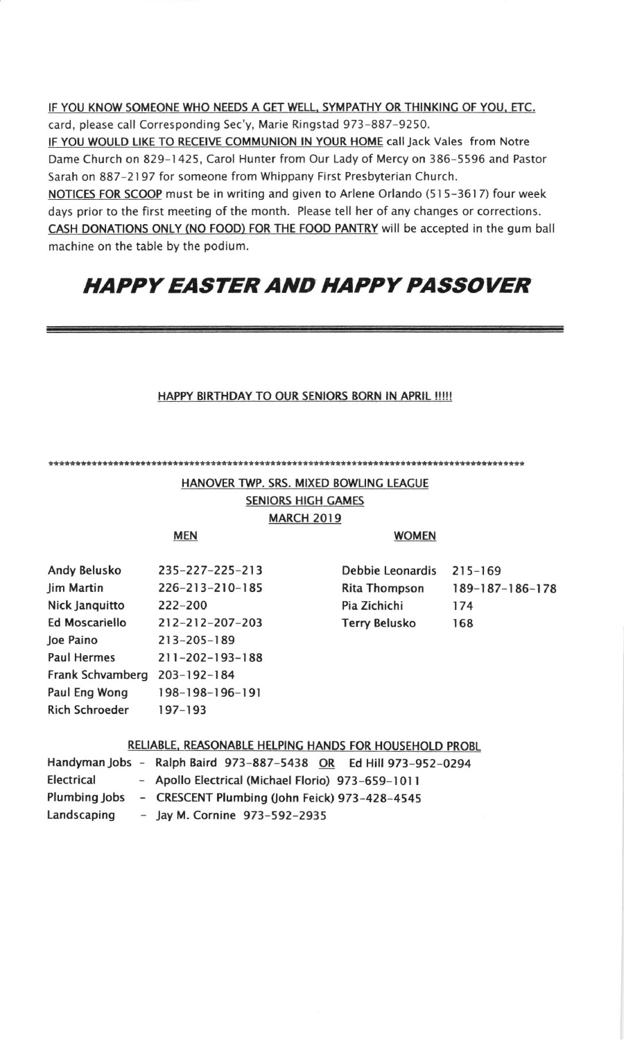<u>IF YOU KNOW SOMEONE WHO NEEDS A GET WELL, SYMPATHY OR THINKING OF YOU, ETC.</u> card, please call Corresponding Sec'y, Marie Ringstad 973-887-9250.

<u>IF YOU WOULD LIKE TO RECEIVE COMMUNION IN YOUR HOME</u> call Jack Vales from Notre Dame Church on 829-1425, Carol Hunter from Our Lady of Mercy on 386-5596 and Pastor Sarah on 887-2197 for someone from Whippany First Presbyterian Church.

<u>NOTICES FOR SCOOP</u> must be in writing and given to Arlene Orlando (515-3617) four week days prior to the first meeting of the month. Please tell her of any changes or corrections.

<u>CASH DONATIONS ONLY (NO FOOD) FOR THE FOOD PANTRY</u> will be accepted in the gum ball machine on the table by the podium.

# ***HAPPY EASTER AND HAPPY PASSOVER***

---

<u>HAPPY BIRTHDAY TO OUR SENIORS BORN IN APRIL !!!!!</u>

*******************************************************************************************

## HANOVER TWP. SRS. MIXED BOWLING LEAGUE

### SENIORS HIGH GAMES

### MARCH 2019

**MEN**

| | |
|---|---|
| Andy Belusko | 235-227-225-213 |
| Jim Martin | 226-213-210-185 |
| Nick Janquitto | 222-200 |
| Ed Moscariello | 212-212-207-203 |
| Joe Paino | 213-205-189 |
| Paul Hermes | 211-202-193-188 |
| Frank Schvamberg | 203-192-184 |
| Paul Eng Wong | 198-198-196-191 |
| Rich Schroeder | 197-193 |

**WOMEN**

| | |
|---|---|
| Debbie Leonardis | 215-169 |
| Rita Thompson | 189-187-186-178 |
| Pia Zichichi | 174 |
| Terry Belusko | 168 |

<u>RELIABLE, REASONABLE HELPING HANDS FOR HOUSEHOLD PROBL</u>

Handyman Jobs - Ralph Baird 973-887-5438 <u>OR</u> Ed Hill 973-952-0294

Electrical - Apollo Electrical (Michael Florio) 973-659-1011

Plumbing Jobs - CRESCENT Plumbing (John Feick) 973-428-4545

Landscaping - Jay M. Cornine 973-592-2935